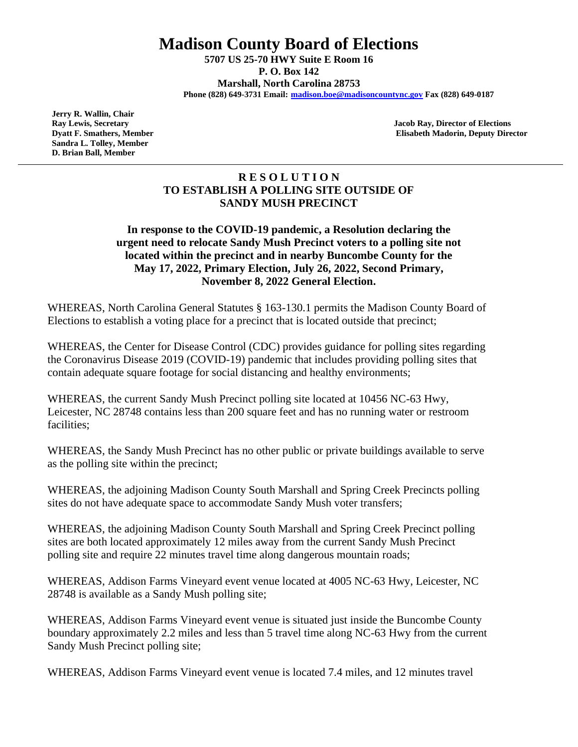# Madison County Board of Elections

**5707 US 25-70 HWY Suite E Room 16**
**P. O. Box 142**
**Marshall, North Carolina 28753**
**Phone (828) 649-3731 Email: madison.boe@madisoncountync.gov Fax (828) 649-0187**

**Jerry R. Wallin, Chair**
**Ray Lewis, Secretary**
**Dyatt F. Smathers, Member**
**Sandra L. Tolley, Member**
**D. Brian Ball, Member**

**Jacob Ray, Director of Elections**
**Elisabeth Madorin, Deputy Director**

---

## R E S O L U T I O N
## TO ESTABLISH A POLLING SITE OUTSIDE OF SANDY MUSH PRECINCT

**In response to the COVID-19 pandemic, a Resolution declaring the urgent need to relocate Sandy Mush Precinct voters to a polling site not located within the precinct and in nearby Buncombe County for the May 17, 2022, Primary Election, July 26, 2022, Second Primary, November 8, 2022 General Election.**

WHEREAS, North Carolina General Statutes § 163-130.1 permits the Madison County Board of Elections to establish a voting place for a precinct that is located outside that precinct;

WHEREAS, the Center for Disease Control (CDC) provides guidance for polling sites regarding the Coronavirus Disease 2019 (COVID-19) pandemic that includes providing polling sites that contain adequate square footage for social distancing and healthy environments;

WHEREAS, the current Sandy Mush Precinct polling site located at 10456 NC-63 Hwy, Leicester, NC 28748 contains less than 200 square feet and has no running water or restroom facilities;

WHEREAS, the Sandy Mush Precinct has no other public or private buildings available to serve as the polling site within the precinct;

WHEREAS, the adjoining Madison County South Marshall and Spring Creek Precincts polling sites do not have adequate space to accommodate Sandy Mush voter transfers;

WHEREAS, the adjoining Madison County South Marshall and Spring Creek Precinct polling sites are both located approximately 12 miles away from the current Sandy Mush Precinct polling site and require 22 minutes travel time along dangerous mountain roads;

WHEREAS, Addison Farms Vineyard event venue located at 4005 NC-63 Hwy, Leicester, NC 28748 is available as a Sandy Mush polling site;

WHEREAS, Addison Farms Vineyard event venue is situated just inside the Buncombe County boundary approximately 2.2 miles and less than 5 travel time along NC-63 Hwy from the current Sandy Mush Precinct polling site;

WHEREAS, Addison Farms Vineyard event venue is located 7.4 miles, and 12 minutes travel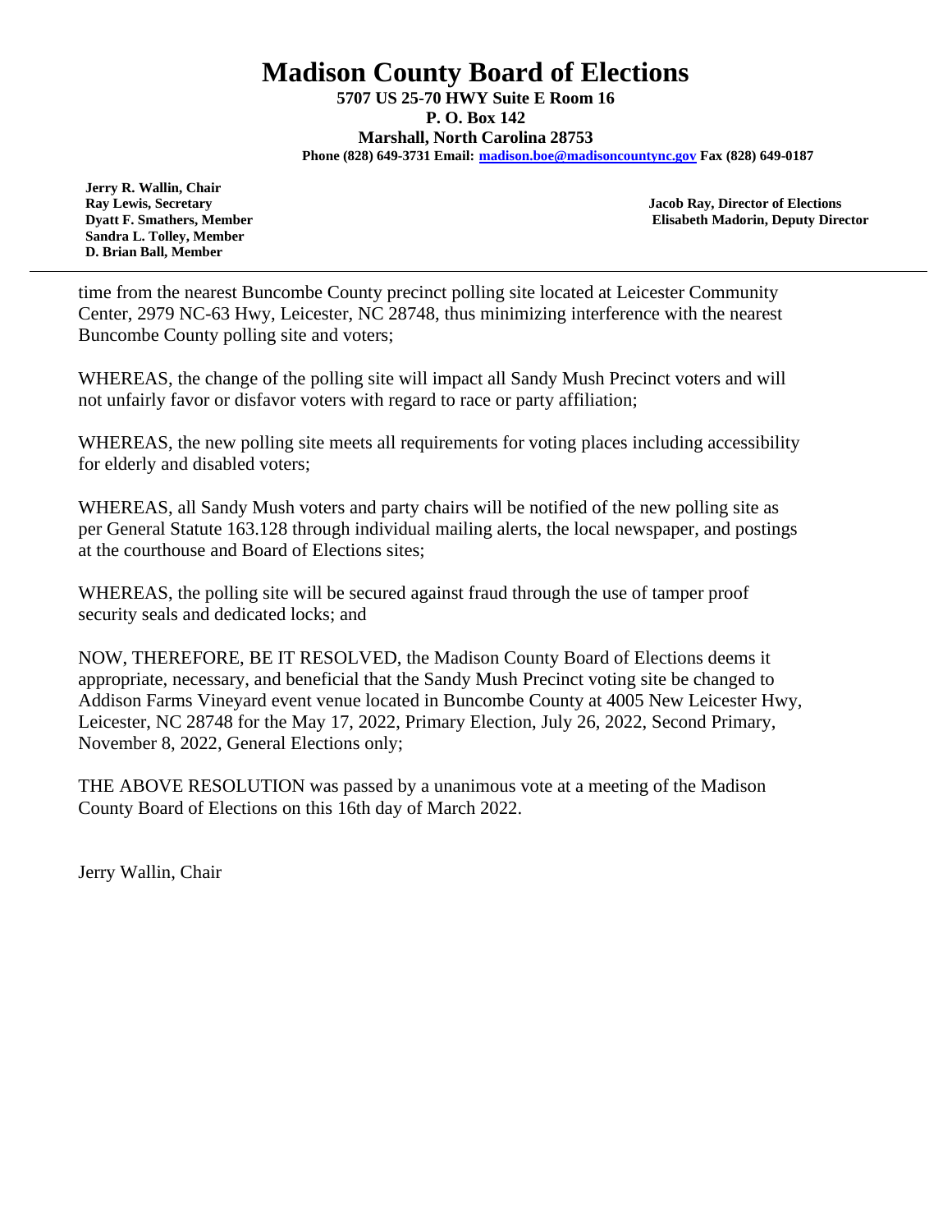# Madison County Board of Elections

**5707 US 25-70 HWY Suite E Room 16**
**P. O. Box 142**
**Marshall, North Carolina 28753**
**Phone (828) 649-3731 Email: madison.boe@madisoncountync.gov Fax (828) 649-0187**

**Jerry R. Wallin, Chair**
**Ray Lewis, Secretary**
**Dyatt F. Smathers, Member**
**Sandra L. Tolley, Member**
**D. Brian Ball, Member**

**Jacob Ray, Director of Elections**
**Elisabeth Madorin, Deputy Director**

---

time from the nearest Buncombe County precinct polling site located at Leicester Community Center, 2979 NC-63 Hwy, Leicester, NC 28748, thus minimizing interference with the nearest Buncombe County polling site and voters;

WHEREAS, the change of the polling site will impact all Sandy Mush Precinct voters and will not unfairly favor or disfavor voters with regard to race or party affiliation;

WHEREAS, the new polling site meets all requirements for voting places including accessibility for elderly and disabled voters;

WHEREAS, all Sandy Mush voters and party chairs will be notified of the new polling site as per General Statute 163.128 through individual mailing alerts, the local newspaper, and postings at the courthouse and Board of Elections sites;

WHEREAS, the polling site will be secured against fraud through the use of tamper proof security seals and dedicated locks; and

NOW, THEREFORE, BE IT RESOLVED, the Madison County Board of Elections deems it appropriate, necessary, and beneficial that the Sandy Mush Precinct voting site be changed to Addison Farms Vineyard event venue located in Buncombe County at 4005 New Leicester Hwy, Leicester, NC 28748 for the May 17, 2022, Primary Election, July 26, 2022, Second Primary, November 8, 2022, General Elections only;

THE ABOVE RESOLUTION was passed by a unanimous vote at a meeting of the Madison County Board of Elections on this 16th day of March 2022.

Jerry Wallin, Chair